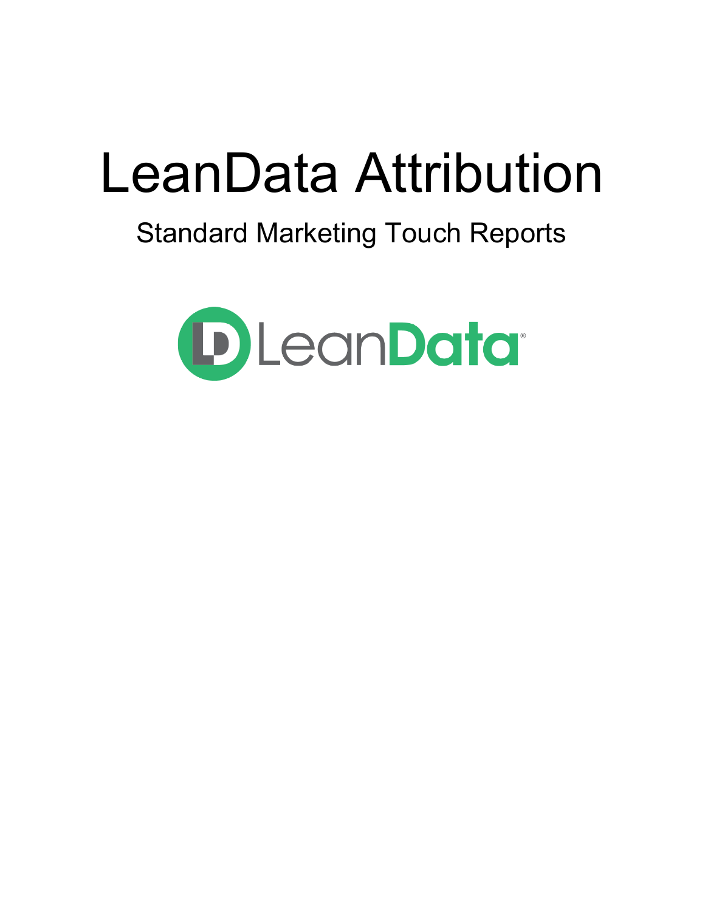# LeanData Attribution

## Standard Marketing Touch Reports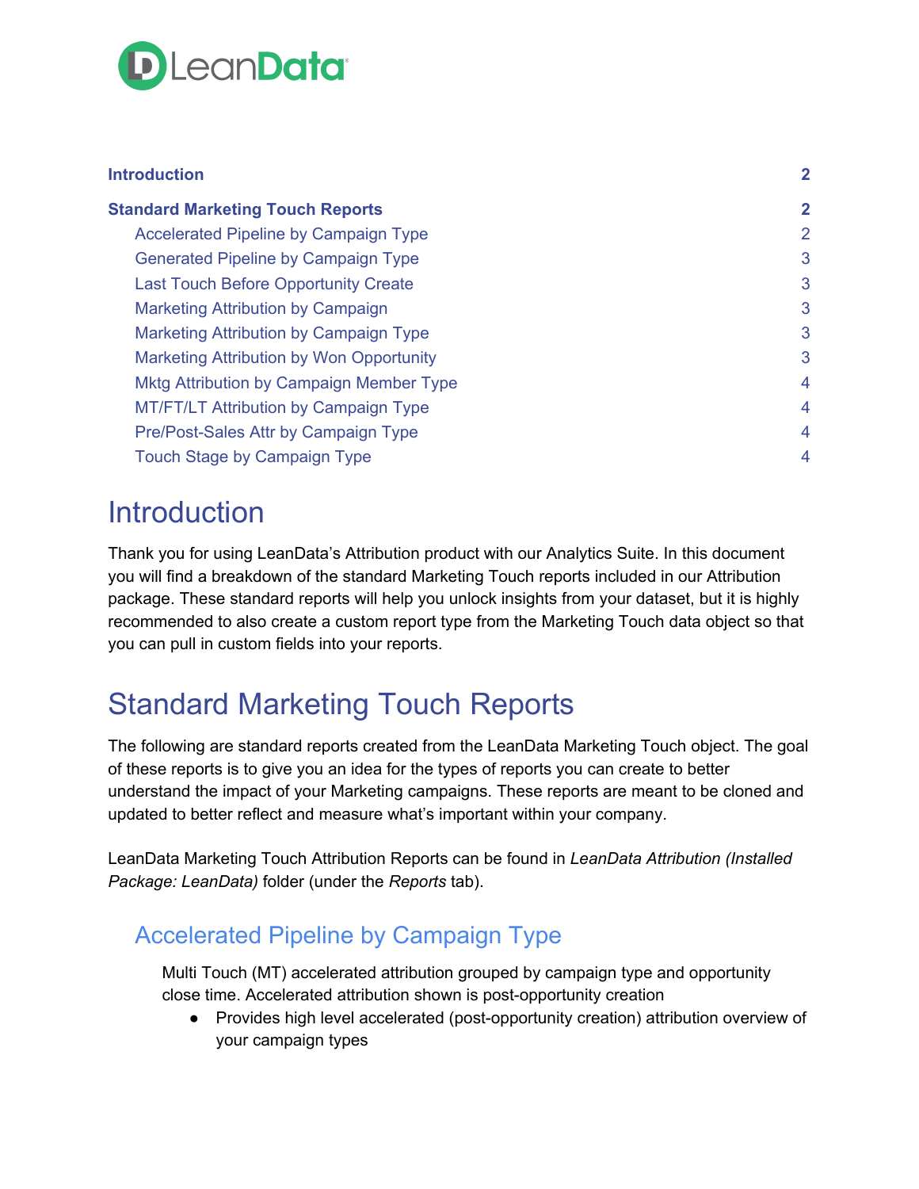| | |
|---|---|
| **Introduction** | **2** |
| **Standard Marketing Touch Reports** | **2** |
| Accelerated Pipeline by Campaign Type | 2 |
| Generated Pipeline by Campaign Type | 3 |
| Last Touch Before Opportunity Create | 3 |
| Marketing Attribution by Campaign | 3 |
| Marketing Attribution by Campaign Type | 3 |
| Marketing Attribution by Won Opportunity | 3 |
| Mktg Attribution by Campaign Member Type | 4 |
| MT/FT/LT Attribution by Campaign Type | 4 |
| Pre/Post-Sales Attr by Campaign Type | 4 |
| Touch Stage by Campaign Type | 4 |

# Introduction

Thank you for using LeanData's Attribution product with our Analytics Suite. In this document you will find a breakdown of the standard Marketing Touch reports included in our Attribution package. These standard reports will help you unlock insights from your dataset, but it is highly recommended to also create a custom report type from the Marketing Touch data object so that you can pull in custom fields into your reports.

# Standard Marketing Touch Reports

The following are standard reports created from the LeanData Marketing Touch object. The goal of these reports is to give you an idea for the types of reports you can create to better understand the impact of your Marketing campaigns. These reports are meant to be cloned and updated to better reflect and measure what's important within your company.

LeanData Marketing Touch Attribution Reports can be found in *LeanData Attribution (Installed Package: LeanData)* folder (under the *Reports* tab).

## Accelerated Pipeline by Campaign Type

Multi Touch (MT) accelerated attribution grouped by campaign type and opportunity close time. Accelerated attribution shown is post-opportunity creation

- Provides high level accelerated (post-opportunity creation) attribution overview of your campaign types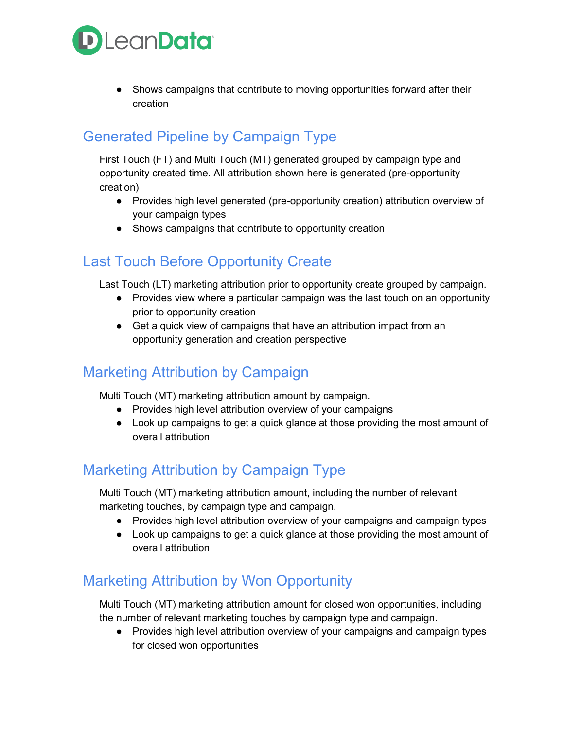- Shows campaigns that contribute to moving opportunities forward after their creation

## Generated Pipeline by Campaign Type

First Touch (FT) and Multi Touch (MT) generated grouped by campaign type and opportunity created time. All attribution shown here is generated (pre-opportunity creation)

- Provides high level generated (pre-opportunity creation) attribution overview of your campaign types
- Shows campaigns that contribute to opportunity creation

## Last Touch Before Opportunity Create

Last Touch (LT) marketing attribution prior to opportunity create grouped by campaign.

- Provides view where a particular campaign was the last touch on an opportunity prior to opportunity creation
- Get a quick view of campaigns that have an attribution impact from an opportunity generation and creation perspective

## Marketing Attribution by Campaign

Multi Touch (MT) marketing attribution amount by campaign.

- Provides high level attribution overview of your campaigns
- Look up campaigns to get a quick glance at those providing the most amount of overall attribution

## Marketing Attribution by Campaign Type

Multi Touch (MT) marketing attribution amount, including the number of relevant marketing touches, by campaign type and campaign.

- Provides high level attribution overview of your campaigns and campaign types
- Look up campaigns to get a quick glance at those providing the most amount of overall attribution

## Marketing Attribution by Won Opportunity

Multi Touch (MT) marketing attribution amount for closed won opportunities, including the number of relevant marketing touches by campaign type and campaign.

- Provides high level attribution overview of your campaigns and campaign types for closed won opportunities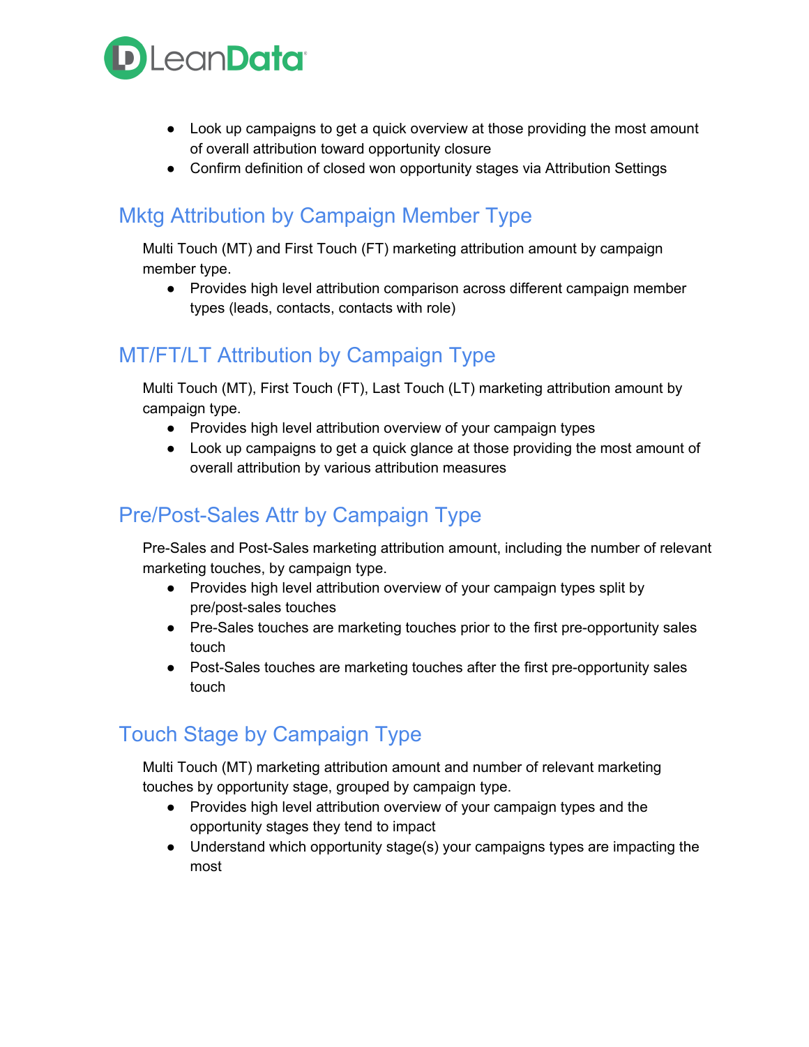- Look up campaigns to get a quick overview at those providing the most amount of overall attribution toward opportunity closure
- Confirm definition of closed won opportunity stages via Attribution Settings

## Mktg Attribution by Campaign Member Type

Multi Touch (MT) and First Touch (FT) marketing attribution amount by campaign member type.

- Provides high level attribution comparison across different campaign member types (leads, contacts, contacts with role)

## MT/FT/LT Attribution by Campaign Type

Multi Touch (MT), First Touch (FT), Last Touch (LT) marketing attribution amount by campaign type.

- Provides high level attribution overview of your campaign types
- Look up campaigns to get a quick glance at those providing the most amount of overall attribution by various attribution measures

## Pre/Post-Sales Attr by Campaign Type

Pre-Sales and Post-Sales marketing attribution amount, including the number of relevant marketing touches, by campaign type.

- Provides high level attribution overview of your campaign types split by pre/post-sales touches
- Pre-Sales touches are marketing touches prior to the first pre-opportunity sales touch
- Post-Sales touches are marketing touches after the first pre-opportunity sales touch

## Touch Stage by Campaign Type

Multi Touch (MT) marketing attribution amount and number of relevant marketing touches by opportunity stage, grouped by campaign type.

- Provides high level attribution overview of your campaign types and the opportunity stages they tend to impact
- Understand which opportunity stage(s) your campaigns types are impacting the most